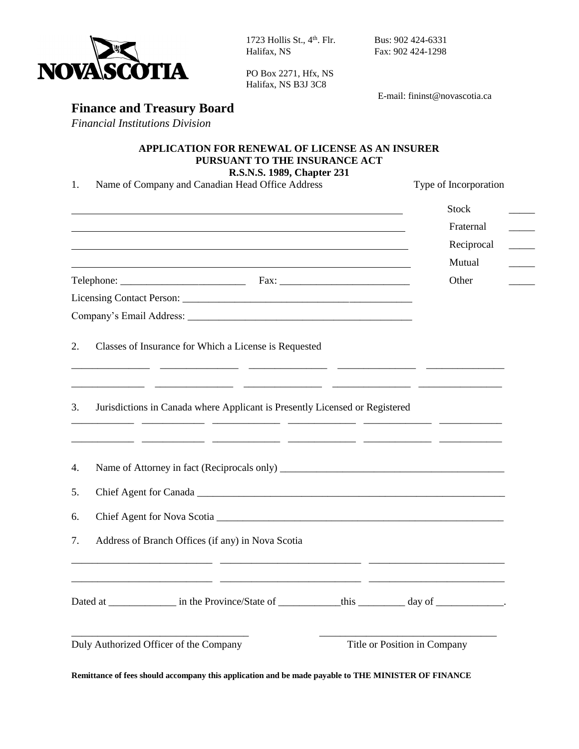NOVA SCOTIA

1723 Hollis St., 4th. Flr.
Halifax, NS

PO Box 2271, Hfx, NS
Halifax, NS B3J 3C8

Bus: 902 424-6331
Fax: 902 424-1298

E-mail: fininst@novascotia.ca

## Finance and Treasury Board

*Financial Institutions Division*

### APPLICATION FOR RENEWAL OF LICENSE AS AN INSURER PURSUANT TO THE INSURANCE ACT R.S.N.S. 1989, Chapter 231

1. Name of Company and Canadian Head Office Address

_______________________________________________
_______________________________________________
_______________________________________________
_______________________________________________

Type of Incorporation

Stock _____
Fraternal _____
Reciprocal _____
Mutual _____
Other _____

Telephone: ________________________ Fax: ________________________

Licensing Contact Person: _____________________________________________

Company's Email Address: _____________________________________________

2. Classes of Insurance for Which a License is Requested

_______________ _______________ _______________ _______________ _______________
_______________ _______________ _______________ _______________ _______________

3. Jurisdictions in Canada where Applicant is Presently Licensed or Registered

____________ ____________ ____________ ____________ ____________ ____________
____________ ____________ ____________ ____________ ____________ ____________

4. Name of Attorney in fact (Reciprocals only) _____________________________________________

5. Chief Agent for Canada _____________________________________________

6. Chief Agent for Nova Scotia _____________________________________________

7. Address of Branch Offices (if any) in Nova Scotia

___________________________ ___________________________ ___________________________
___________________________ ___________________________ ___________________________

Dated at _____________ in the Province/State of ____________this _________ day of _____________.

___________________________________ ___________________________________
Duly Authorized Officer of the Company Title or Position in Company

**Remittance of fees should accompany this application and be made payable to THE MINISTER OF FINANCE**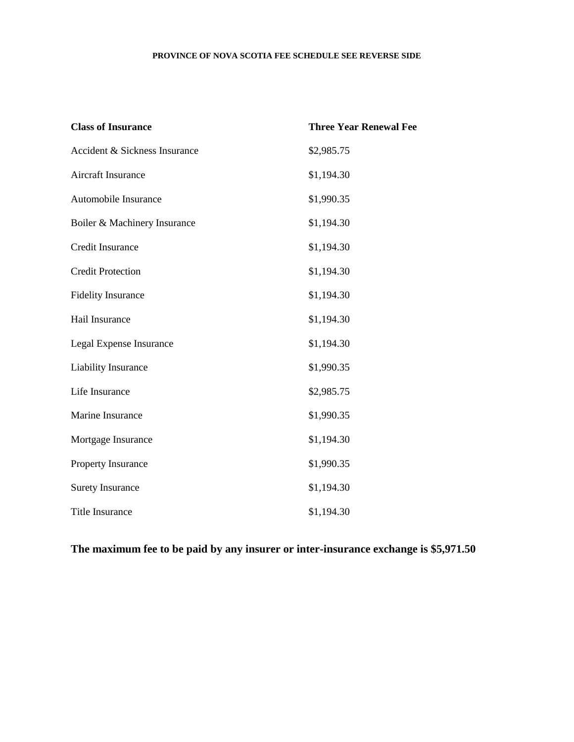**PROVINCE OF NOVA SCOTIA FEE SCHEDULE SEE REVERSE SIDE**

| Class of Insurance | Three Year Renewal Fee |
|---|---|
| Accident & Sickness Insurance | $2,985.75 |
| Aircraft Insurance | $1,194.30 |
| Automobile Insurance | $1,990.35 |
| Boiler & Machinery Insurance | $1,194.30 |
| Credit Insurance | $1,194.30 |
| Credit Protection | $1,194.30 |
| Fidelity Insurance | $1,194.30 |
| Hail Insurance | $1,194.30 |
| Legal Expense Insurance | $1,194.30 |
| Liability Insurance | $1,990.35 |
| Life Insurance | $2,985.75 |
| Marine Insurance | $1,990.35 |
| Mortgage Insurance | $1,194.30 |
| Property Insurance | $1,990.35 |
| Surety Insurance | $1,194.30 |
| Title Insurance | $1,194.30 |

**The maximum fee to be paid by any insurer or inter-insurance exchange is $5,971.50**